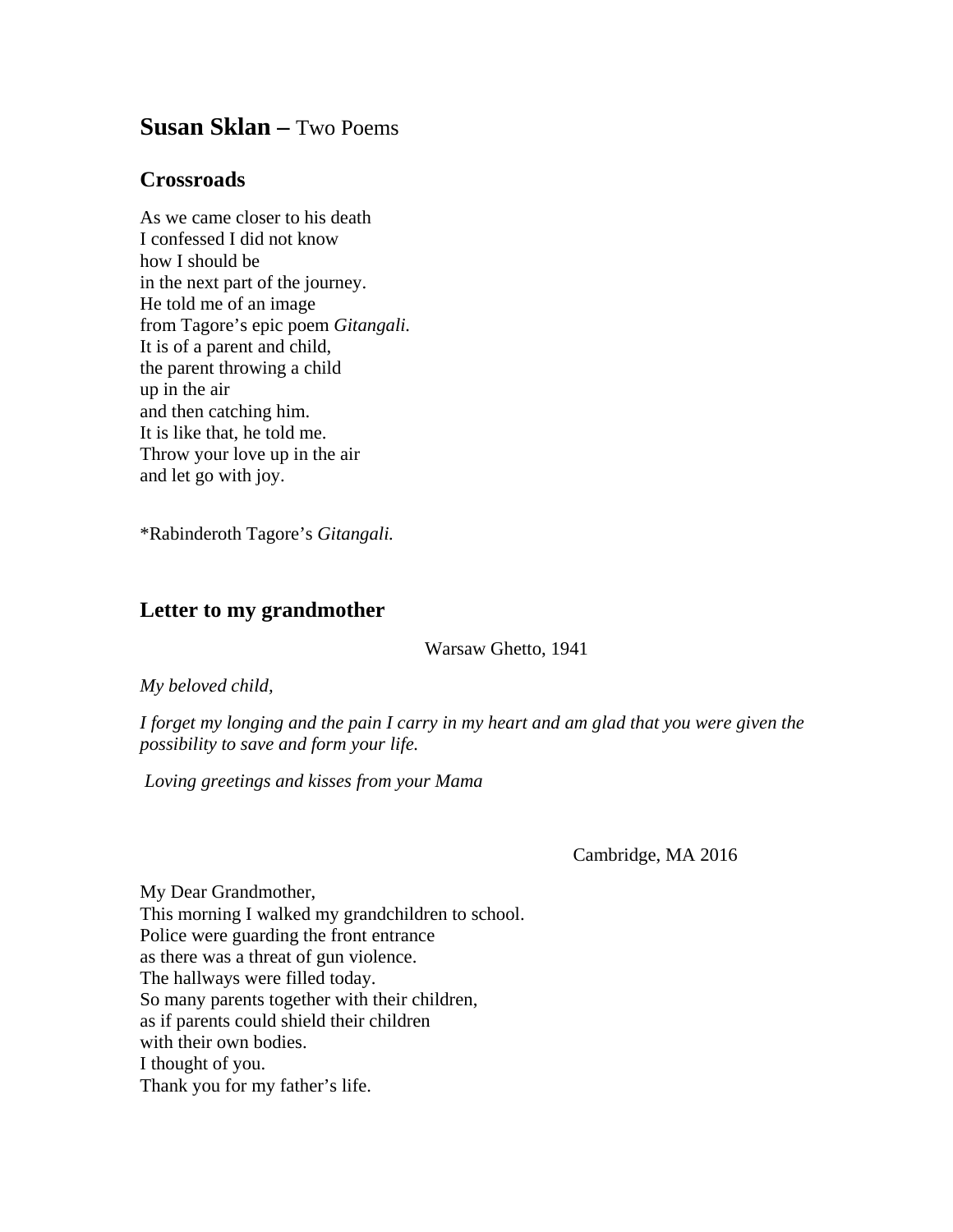# **Susan Sklan –** Two Poems

## Crossroads

As we came closer to his death  
I confessed I did not know  
how I should be  
in the next part of the journey.  
He told me of an image  
from Tagore's epic poem *Gitangali.*  
It is of a parent and child,  
the parent throwing a child  
up in the air  
and then catching him.  
It is like that, he told me.  
Throw your love up in the air  
and let go with joy.

*Rabinderoth Tagore's *Gitangali.*

## Letter to my grandmother

Warsaw Ghetto, 1941

*My beloved child,*

*I forget my longing and the pain I carry in my heart and am glad that you were given the possibility to save and form your life.*

*Loving greetings and kisses from your Mama*

Cambridge, MA 2016

My Dear Grandmother,  
This morning I walked my grandchildren to school.  
Police were guarding the front entrance  
as there was a threat of gun violence.  
The hallways were filled today.  
So many parents together with their children,  
as if parents could shield their children  
with their own bodies.  
I thought of you.  
Thank you for my father's life.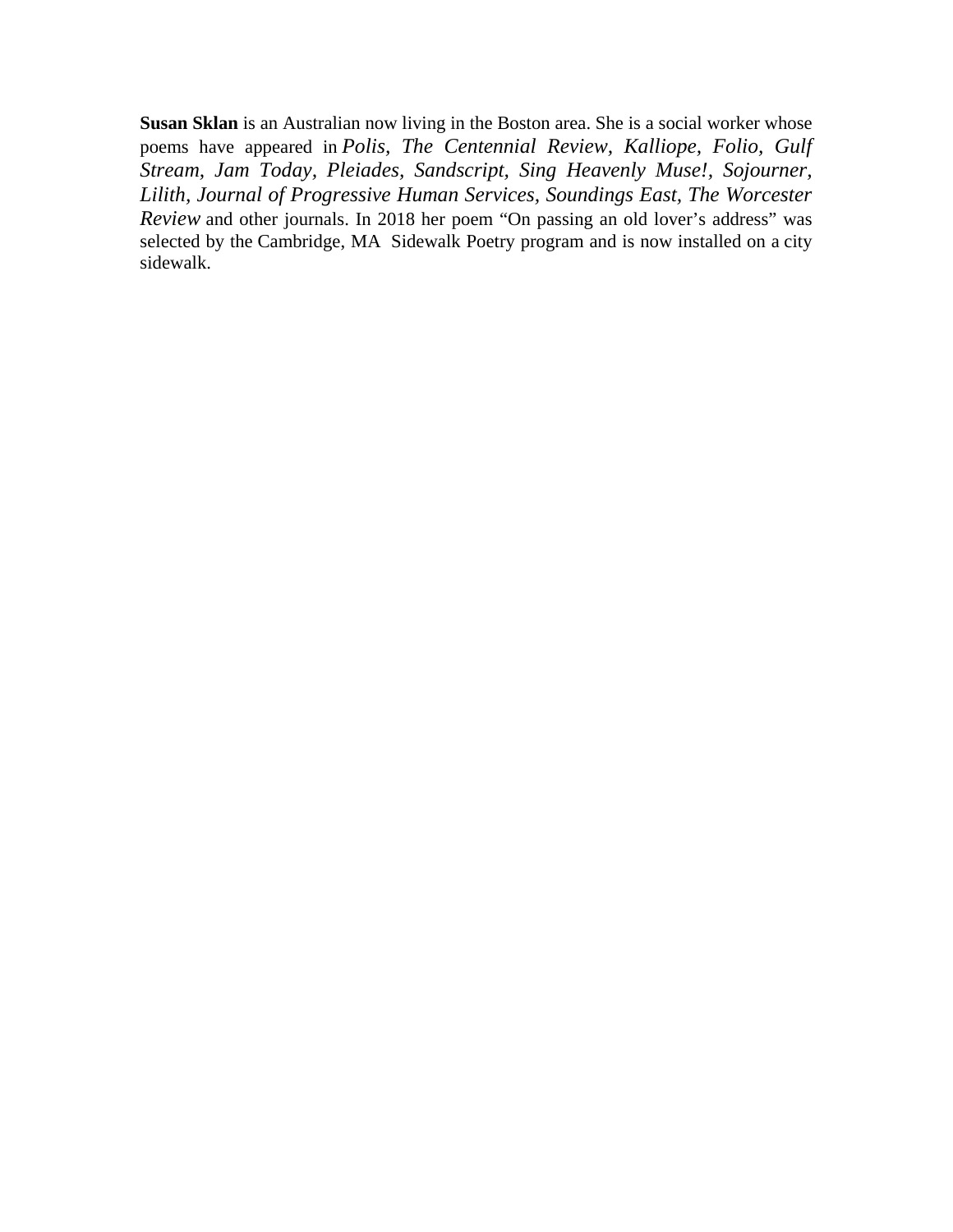**Susan Sklan** is an Australian now living in the Boston area. She is a social worker whose poems have appeared in *Polis, The Centennial Review, Kalliope, Folio, Gulf Stream, Jam Today, Pleiades, Sandscript, Sing Heavenly Muse!, Sojourner, Lilith, Journal of Progressive Human Services, Soundings East, The Worcester Review* and other journals. In 2018 her poem "On passing an old lover's address" was selected by the Cambridge, MA Sidewalk Poetry program and is now installed on a city sidewalk.